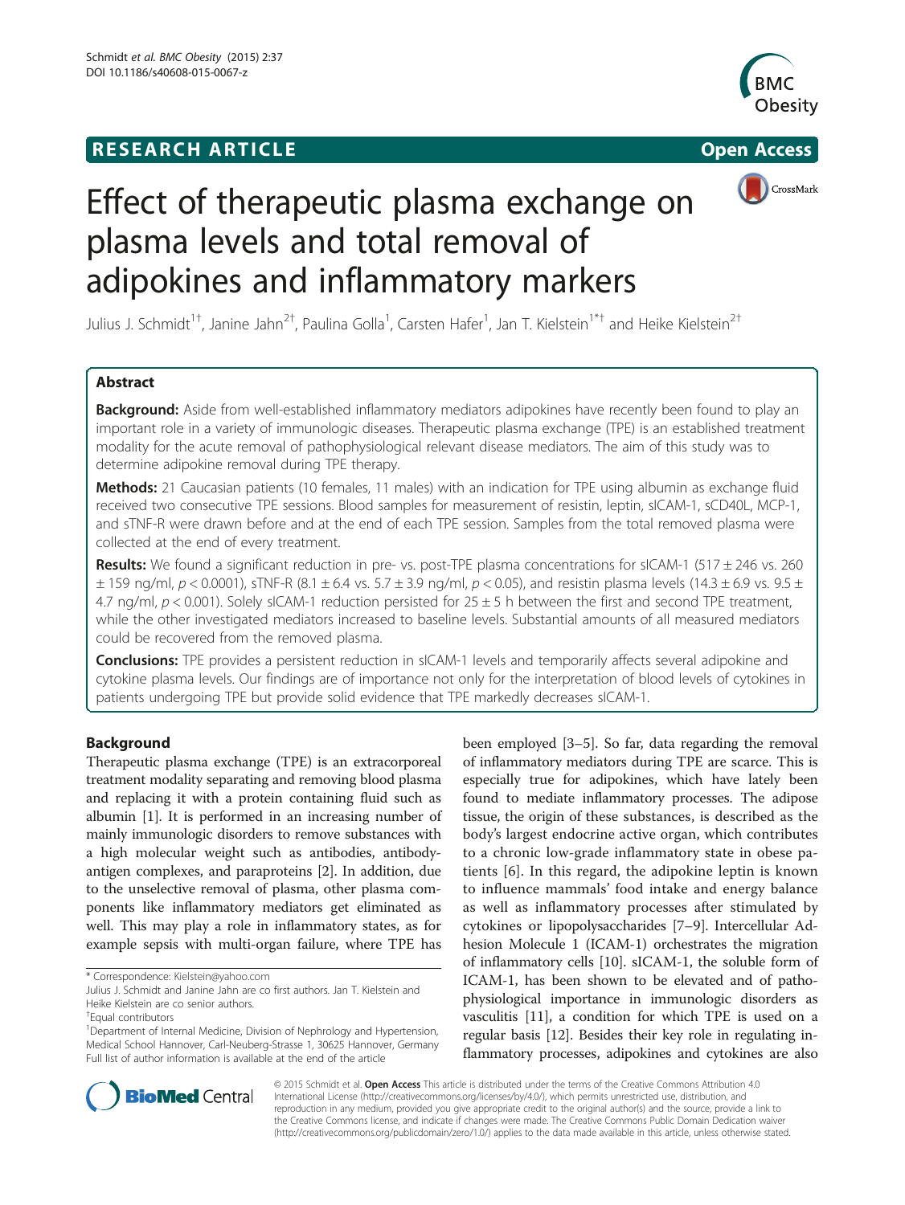**RESEARCH ARTICLE** **Open Access**

# Effect of therapeutic plasma exchange on plasma levels and total removal of adipokines and inflammatory markers

Julius J. Schmidt[1†], Janine Jahn[2†], Paulina Golla[1], Carsten Hafer[1], Jan T. Kielstein[1*†] and Heike Kielstein[2†]

## Abstract

**Background:** Aside from well-established inflammatory mediators adipokines have recently been found to play an important role in a variety of immunologic diseases. Therapeutic plasma exchange (TPE) is an established treatment modality for the acute removal of pathophysiological relevant disease mediators. The aim of this study was to determine adipokine removal during TPE therapy.

**Methods:** 21 Caucasian patients (10 females, 11 males) with an indication for TPE using albumin as exchange fluid received two consecutive TPE sessions. Blood samples for measurement of resistin, leptin, sICAM-1, sCD40L, MCP-1, and sTNF-R were drawn before and at the end of each TPE session. Samples from the total removed plasma were collected at the end of every treatment.

**Results:** We found a significant reduction in pre- vs. post-TPE plasma concentrations for sICAM-1 (517 ± 246 vs. 260 ± 159 ng/ml, $p < 0.0001$), sTNF-R (8.1 ± 6.4 vs. 5.7 ± 3.9 ng/ml, $p < 0.05$), and resistin plasma levels (14.3 ± 6.9 vs. 9.5 ± 4.7 ng/ml, $p < 0.001$). Solely sICAM-1 reduction persisted for 25 ± 5 h between the first and second TPE treatment, while the other investigated mediators increased to baseline levels. Substantial amounts of all measured mediators could be recovered from the removed plasma.

**Conclusions:** TPE provides a persistent reduction in sICAM-1 levels and temporarily affects several adipokine and cytokine plasma levels. Our findings are of importance not only for the interpretation of blood levels of cytokines in patients undergoing TPE but provide solid evidence that TPE markedly decreases sICAM-1.

## Background

Therapeutic plasma exchange (TPE) is an extracorporeal treatment modality separating and removing blood plasma and replacing it with a protein containing fluid such as albumin [1]. It is performed in an increasing number of mainly immunologic disorders to remove substances with a high molecular weight such as antibodies, antibody-antigen complexes, and paraproteins [2]. In addition, due to the unselective removal of plasma, other plasma components like inflammatory mediators get eliminated as well. This may play a role in inflammatory states, as for example sepsis with multi-organ failure, where TPE has been employed [3–5]. So far, data regarding the removal of inflammatory mediators during TPE are scarce. This is especially true for adipokines, which have lately been found to mediate inflammatory processes. The adipose tissue, the origin of these substances, is described as the body's largest endocrine active organ, which contributes to a chronic low-grade inflammatory state in obese patients [6]. In this regard, the adipokine leptin is known to influence mammals' food intake and energy balance as well as inflammatory processes after stimulated by cytokines or lipopolysaccharides [7–9]. Intercellular Adhesion Molecule 1 (ICAM-1) orchestrates the migration of inflammatory cells [10]. sICAM-1, the soluble form of ICAM-1, has been shown to be elevated and of pathophysiological importance in immunologic disorders as vasculitis [11], a condition for which TPE is used on a regular basis [12]. Besides their key role in regulating inflammatory processes, adipokines and cytokines are also

\* Correspondence: Kielstein@yahoo.com

Julius J. Schmidt and Janine Jahn are co first authors. Jan T. Kielstein and Heike Kielstein are co senior authors.

†Equal contributors

[1]Department of Internal Medicine, Division of Nephrology and Hypertension, Medical School Hannover, Carl-Neuberg-Strasse 1, 30625 Hannover, Germany

Full list of author information is available at the end of the article

© 2015 Schmidt et al. **Open Access** This article is distributed under the terms of the Creative Commons Attribution 4.0 International License (http://creativecommons.org/licenses/by/4.0/), which permits unrestricted use, distribution, and reproduction in any medium, provided you give appropriate credit to the original author(s) and the source, provide a link to the Creative Commons license, and indicate if changes were made. The Creative Commons Public Domain Dedication waiver (http://creativecommons.org/publicdomain/zero/1.0/) applies to the data made available in this article, unless otherwise stated.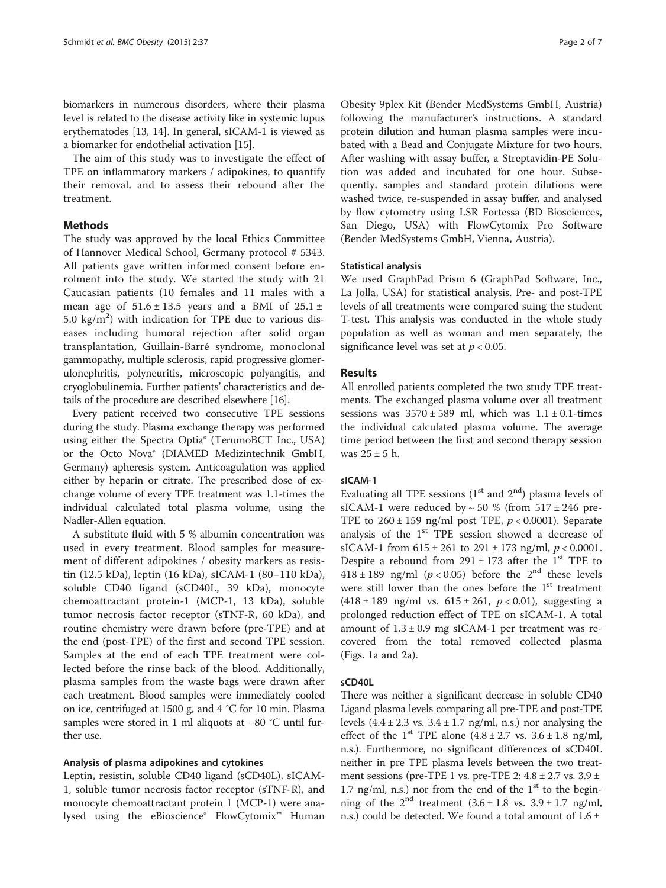biomarkers in numerous disorders, where their plasma level is related to the disease activity like in systemic lupus erythematodes [13, 14]. In general, sICAM-1 is viewed as a biomarker for endothelial activation [15].

The aim of this study was to investigate the effect of TPE on inflammatory markers / adipokines, to quantify their removal, and to assess their rebound after the treatment.

## Methods

The study was approved by the local Ethics Committee of Hannover Medical School, Germany protocol # 5343. All patients gave written informed consent before enrolment into the study. We started the study with 21 Caucasian patients (10 females and 11 males with a mean age of $51.6 \pm 13.5$ years and a BMI of $25.1 \pm 5.0$ kg/m$^2$) with indication for TPE due to various diseases including humoral rejection after solid organ transplantation, Guillain-Barré syndrome, monoclonal gammopathy, multiple sclerosis, rapid progressive glomerulonephritis, polyneuritis, microscopic polyangitis, and cryoglobulinemia. Further patients' characteristics and details of the procedure are described elsewhere [16].

Every patient received two consecutive TPE sessions during the study. Plasma exchange therapy was performed using either the Spectra Optia® (TerumoBCT Inc., USA) or the Octo Nova® (DIAMED Medizintechnik GmbH, Germany) apheresis system. Anticoagulation was applied either by heparin or citrate. The prescribed dose of exchange volume of every TPE treatment was 1.1-times the individual calculated total plasma volume, using the Nadler-Allen equation.

A substitute fluid with 5 % albumin concentration was used in every treatment. Blood samples for measurement of different adipokines / obesity markers as resistin (12.5 kDa), leptin (16 kDa), sICAM-1 (80–110 kDa), soluble CD40 ligand (sCD40L, 39 kDa), monocyte chemoattractant protein-1 (MCP-1, 13 kDa), soluble tumor necrosis factor receptor (sTNF-R, 60 kDa), and routine chemistry were drawn before (pre-TPE) and at the end (post-TPE) of the first and second TPE session. Samples at the end of each TPE treatment were collected before the rinse back of the blood. Additionally, plasma samples from the waste bags were drawn after each treatment. Blood samples were immediately cooled on ice, centrifuged at 1500 g, and 4 °C for 10 min. Plasma samples were stored in 1 ml aliquots at −80 °C until further use.

### Analysis of plasma adipokines and cytokines

Leptin, resistin, soluble CD40 ligand (sCD40L), sICAM-1, soluble tumor necrosis factor receptor (sTNF-R), and monocyte chemoattractant protein 1 (MCP-1) were analysed using the eBioscience® FlowCytomix™ Human Obesity 9plex Kit (Bender MedSystems GmbH, Austria) following the manufacturer's instructions. A standard protein dilution and human plasma samples were incubated with a Bead and Conjugate Mixture for two hours. After washing with assay buffer, a Streptavidin-PE Solution was added and incubated for one hour. Subsequently, samples and standard protein dilutions were washed twice, re-suspended in assay buffer, and analysed by flow cytometry using LSR Fortessa (BD Biosciences, San Diego, USA) with FlowCytomix Pro Software (Bender MedSystems GmbH, Vienna, Austria).

### Statistical analysis

We used GraphPad Prism 6 (GraphPad Software, Inc., La Jolla, USA) for statistical analysis. Pre- and post-TPE levels of all treatments were compared suing the student T-test. This analysis was conducted in the whole study population as well as woman and men separately, the significance level was set at $p < 0.05$.

## Results

All enrolled patients completed the two study TPE treatments. The exchanged plasma volume over all treatment sessions was $3570 \pm 589$ ml, which was $1.1 \pm 0.1$-times the individual calculated plasma volume. The average time period between the first and second therapy session was $25 \pm 5$ h.

### sICAM-1

Evaluating all TPE sessions (1st and 2nd) plasma levels of sICAM-1 were reduced by ~ 50 % (from $517 \pm 246$ pre-TPE to $260 \pm 159$ ng/ml post TPE, $p < 0.0001$). Separate analysis of the 1st TPE session showed a decrease of sICAM-1 from $615 \pm 261$ to $291 \pm 173$ ng/ml, $p < 0.0001$. Despite a rebound from $291 \pm 173$ after the 1st TPE to $418 \pm 189$ ng/ml ($p < 0.05$) before the 2nd these levels were still lower than the ones before the 1st treatment ($418 \pm 189$ ng/ml vs. $615 \pm 261$, $p < 0.01$), suggesting a prolonged reduction effect of TPE on sICAM-1. A total amount of $1.3 \pm 0.9$ mg sICAM-1 per treatment was recovered from the total removed collected plasma (Figs. 1a and 2a).

### sCD40L

There was neither a significant decrease in soluble CD40 Ligand plasma levels comparing all pre-TPE and post-TPE levels ($4.4 \pm 2.3$ vs. $3.4 \pm 1.7$ ng/ml, n.s.) nor analysing the effect of the 1st TPE alone ($4.8 \pm 2.7$ vs. $3.6 \pm 1.8$ ng/ml, n.s.). Furthermore, no significant differences of sCD40L neither in pre TPE plasma levels between the two treatment sessions (pre-TPE 1 vs. pre-TPE 2: $4.8 \pm 2.7$ vs. $3.9 \pm 1.7$ ng/ml, n.s.) nor from the end of the 1st to the beginning of the 2nd treatment ($3.6 \pm 1.8$ vs. $3.9 \pm 1.7$ ng/ml, n.s.) could be detected. We found a total amount of $1.6 \pm$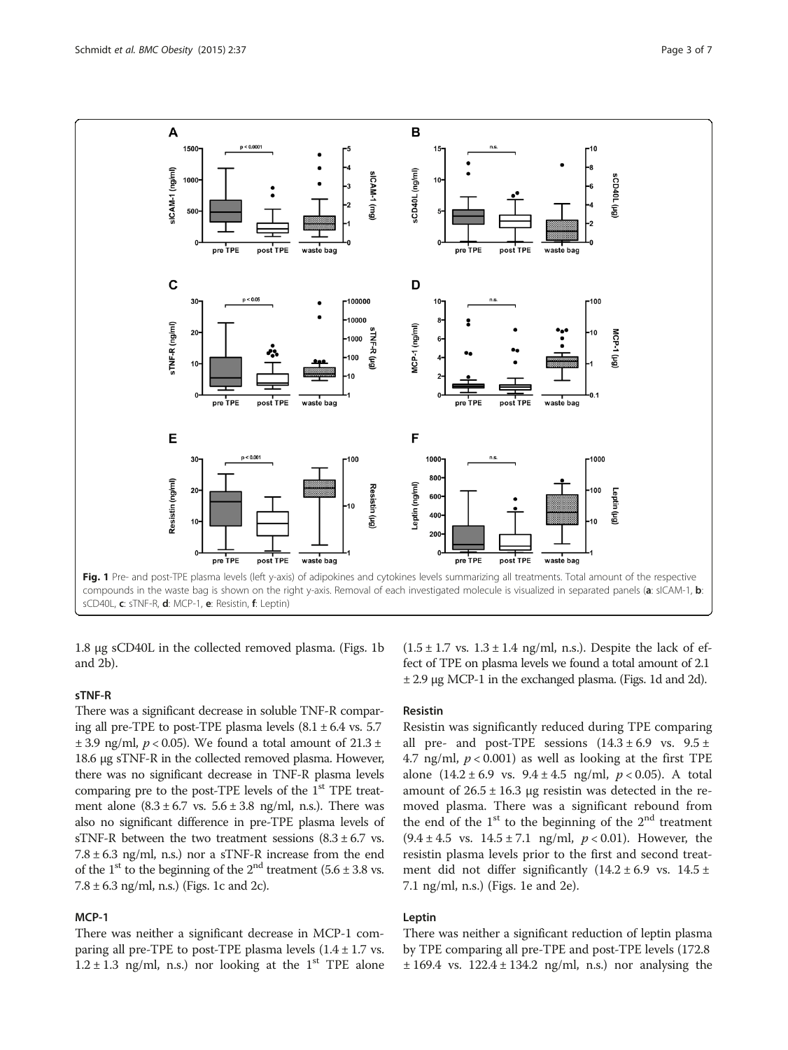Fig. 1 Pre- and post-TPE plasma levels (left y-axis) of adipokines and cytokines levels summarizing all treatments. Total amount of the respective compounds in the waste bag is shown on the right y-axis. Removal of each investigated molecule is visualized in separated panels (**a**: sICAM-1, **b**: sCD40L, **c**: sTNF-R, **d**: MCP-1, **e**: Resistin, **f**: Leptin)

1.8 μg sCD40L in the collected removed plasma. (Figs. 1b and 2b).

### sTNF-R

There was a significant decrease in soluble TNF-R comparing all pre-TPE to post-TPE plasma levels (8.1 ± 6.4 vs. 5.7 ± 3.9 ng/ml, $p < 0.05$). We found a total amount of 21.3 ± 18.6 μg sTNF-R in the collected removed plasma. However, there was no significant decrease in TNF-R plasma levels comparing pre to the post-TPE levels of the 1st TPE treatment alone (8.3 ± 6.7 vs. 5.6 ± 3.8 ng/ml, n.s.). There was also no significant difference in pre-TPE plasma levels of sTNF-R between the two treatment sessions (8.3 ± 6.7 vs. 7.8 ± 6.3 ng/ml, n.s.) nor a sTNF-R increase from the end of the 1st to the beginning of the 2nd treatment (5.6 ± 3.8 vs. 7.8 ± 6.3 ng/ml, n.s.) (Figs. 1c and 2c).

### MCP-1

There was neither a significant decrease in MCP-1 comparing all pre-TPE to post-TPE plasma levels (1.4 ± 1.7 vs. 1.2 ± 1.3 ng/ml, n.s.) nor looking at the 1st TPE alone (1.5 ± 1.7 vs. 1.3 ± 1.4 ng/ml, n.s.). Despite the lack of effect of TPE on plasma levels we found a total amount of 2.1 ± 2.9 μg MCP-1 in the exchanged plasma. (Figs. 1d and 2d).

### Resistin

Resistin was significantly reduced during TPE comparing all pre- and post-TPE sessions (14.3 ± 6.9 vs. 9.5 ± 4.7 ng/ml, $p < 0.001$) as well as looking at the first TPE alone (14.2 ± 6.9 vs. 9.4 ± 4.5 ng/ml, $p < 0.05$). A total amount of 26.5 ± 16.3 μg resistin was detected in the removed plasma. There was a significant rebound from the end of the 1st to the beginning of the 2nd treatment (9.4 ± 4.5 vs. 14.5 ± 7.1 ng/ml, $p < 0.01$). However, the resistin plasma levels prior to the first and second treatment did not differ significantly (14.2 ± 6.9 vs. 14.5 ± 7.1 ng/ml, n.s.) (Figs. 1e and 2e).

### Leptin

There was neither a significant reduction of leptin plasma by TPE comparing all pre-TPE and post-TPE levels (172.8 ± 169.4 vs. 122.4 ± 134.2 ng/ml, n.s.) nor analysing the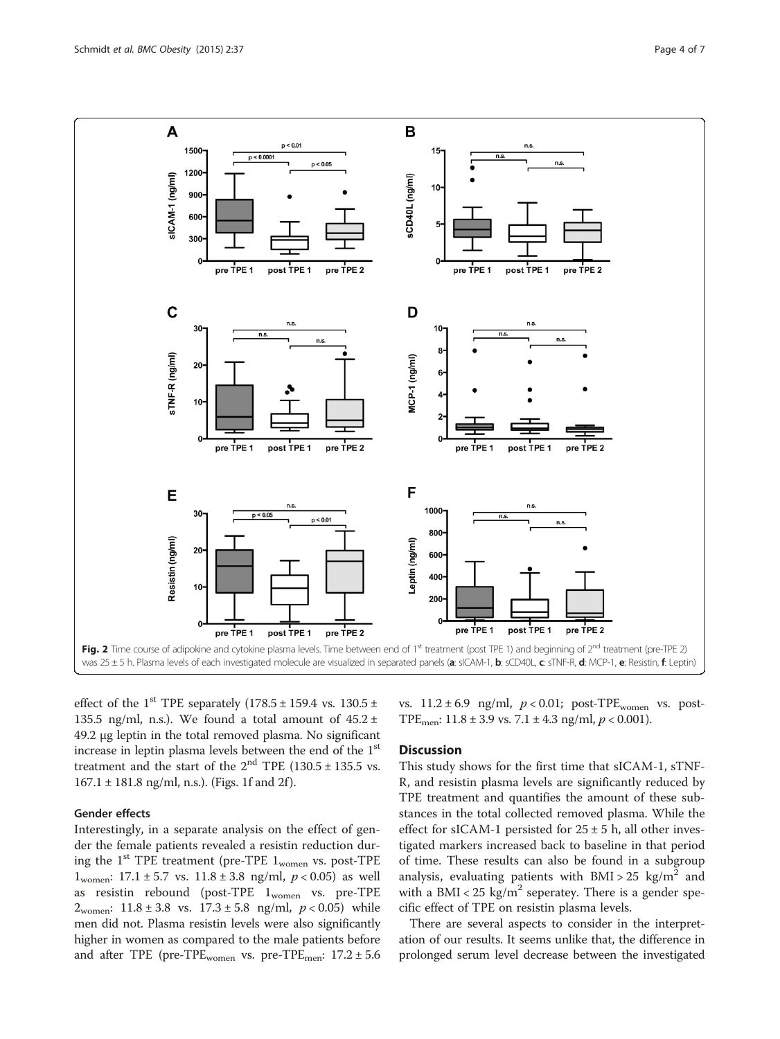**Fig. 2** Time course of adipokine and cytokine plasma levels. Time between end of 1[st] treatment (post TPE 1) and beginning of 2[nd] treatment (pre-TPE 2) was 25 ± 5 h. Plasma levels of each investigated molecule are visualized in separated panels (**a**: sICAM-1, **b**: sCD40L, **c**: sTNF-R, **d**: MCP-1, **e**: Resistin, **f**: Leptin)

effect of the 1[st] TPE separately (178.5 ± 159.4 vs. 130.5 ± 135.5 ng/ml, n.s.). We found a total amount of 45.2 ± 49.2 μg leptin in the total removed plasma. No significant increase in leptin plasma levels between the end of the 1[st] treatment and the start of the 2[nd] TPE (130.5 ± 135.5 vs. 167.1 ± 181.8 ng/ml, n.s.). (Figs. 1f and 2f).

### Gender effects

Interestingly, in a separate analysis on the effect of gender the female patients revealed a resistin reduction during the 1[st] TPE treatment (pre-TPE $1_{women}$ vs. post-TPE $1_{women}$: 17.1 ± 5.7 vs. 11.8 ± 3.8 ng/ml, $p < 0.05$) as well as resistin rebound (post-TPE $1_{women}$ vs. pre-TPE $2_{women}$: 11.8 ± 3.8 vs. 17.3 ± 5.8 ng/ml, $p < 0.05$) while men did not. Plasma resistin levels were also significantly higher in women as compared to the male patients before and after TPE (pre-$TPE_{women}$ vs. pre-$TPE_{men}$: 17.2 ± 5.6 vs. 11.2 ± 6.9 ng/ml, $p < 0.01$; post-$TPE_{women}$ vs. post-$TPE_{men}$: 11.8 ± 3.9 vs. 7.1 ± 4.3 ng/ml, $p < 0.001$).

## Discussion

This study shows for the first time that sICAM-1, sTNF-R, and resistin plasma levels are significantly reduced by TPE treatment and quantifies the amount of these substances in the total collected removed plasma. While the effect for sICAM-1 persisted for 25 ± 5 h, all other investigated markers increased back to baseline in that period of time. These results can also be found in a subgroup analysis, evaluating patients with BMI > 25 kg/$m^2$ and with a BMI < 25 kg/$m^2$ seperatey. There is a gender specific effect of TPE on resistin plasma levels.

There are several aspects to consider in the interpretation of our results. It seems unlike that, the difference in prolonged serum level decrease between the investigated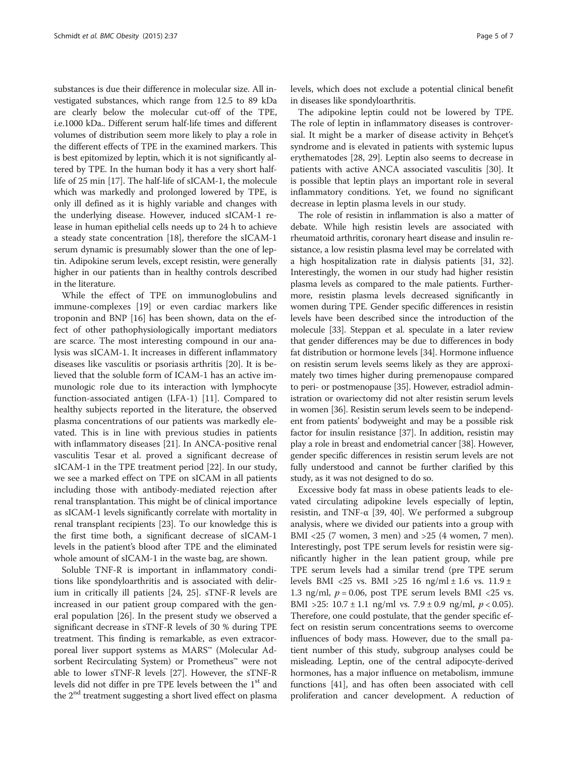substances is due their difference in molecular size. All investigated substances, which range from 12.5 to 89 kDa are clearly below the molecular cut-off of the TPE, i.e.1000 kDa.. Different serum half-life times and different volumes of distribution seem more likely to play a role in the different effects of TPE in the examined markers. This is best epitomized by leptin, which it is not significantly altered by TPE. In the human body it has a very short half-life of 25 min [17]. The half-life of sICAM-1, the molecule which was markedly and prolonged lowered by TPE, is only ill defined as it is highly variable and changes with the underlying disease. However, induced sICAM-1 release in human epithelial cells needs up to 24 h to achieve a steady state concentration [18], therefore the sICAM-1 serum dynamic is presumably slower than the one of leptin. Adipokine serum levels, except resistin, were generally higher in our patients than in healthy controls described in the literature.

While the effect of TPE on immunoglobulins and immune-complexes [19] or even cardiac markers like troponin and BNP [16] has been shown, data on the effect of other pathophysiologically important mediators are scarce. The most interesting compound in our analysis was sICAM-1. It increases in different inflammatory diseases like vasculitis or psoriasis arthritis [20]. It is believed that the soluble form of ICAM-1 has an active immunologic role due to its interaction with lymphocyte function-associated antigen (LFA-1) [11]. Compared to healthy subjects reported in the literature, the observed plasma concentrations of our patients was markedly elevated. This is in line with previous studies in patients with inflammatory diseases [21]. In ANCA-positive renal vasculitis Tesar et al. proved a significant decrease of sICAM-1 in the TPE treatment period [22]. In our study, we see a marked effect on TPE on sICAM in all patients including those with antibody-mediated rejection after renal transplantation. This might be of clinical importance as sICAM-1 levels significantly correlate with mortality in renal transplant recipients [23]. To our knowledge this is the first time both, a significant decrease of sICAM-1 levels in the patient's blood after TPE and the eliminated whole amount of sICAM-1 in the waste bag, are shown.

Soluble TNF-R is important in inflammatory conditions like spondyloarthritis and is associated with delirium in critically ill patients [24, 25]. sTNF-R levels are increased in our patient group compared with the general population [26]. In the present study we observed a significant decrease in sTNF-R levels of 30 % during TPE treatment. This finding is remarkable, as even extracorporeal liver support systems as MARS™ (Molecular Adsorbent Recirculating System) or Prometheus™ were not able to lower sTNF-R levels [27]. However, the sTNF-R levels did not differ in pre TPE levels between the 1[st] and the 2[nd] treatment suggesting a short lived effect on plasma levels, which does not exclude a potential clinical benefit in diseases like spondyloarthritis.

The adipokine leptin could not be lowered by TPE. The role of leptin in inflammatory diseases is controversial. It might be a marker of disease activity in Behçet's syndrome and is elevated in patients with systemic lupus erythematodes [28, 29]. Leptin also seems to decrease in patients with active ANCA associated vasculitis [30]. It is possible that leptin plays an important role in several inflammatory conditions. Yet, we found no significant decrease in leptin plasma levels in our study.

The role of resistin in inflammation is also a matter of debate. While high resistin levels are associated with rheumatoid arthritis, coronary heart disease and insulin resistance, a low resistin plasma level may be correlated with a high hospitalization rate in dialysis patients [31, 32]. Interestingly, the women in our study had higher resistin plasma levels as compared to the male patients. Furthermore, resistin plasma levels decreased significantly in women during TPE. Gender specific differences in resistin levels have been described since the introduction of the molecule [33]. Steppan et al. speculate in a later review that gender differences may be due to differences in body fat distribution or hormone levels [34]. Hormone influence on resistin serum levels seems likely as they are approximately two times higher during premenopause compared to peri- or postmenopause [35]. However, estradiol administration or ovariectomy did not alter resistin serum levels in women [36]. Resistin serum levels seem to be independent from patients' bodyweight and may be a possible risk factor for insulin resistance [37]. In addition, resistin may play a role in breast and endometrial cancer [38]. However, gender specific differences in resistin serum levels are not fully understood and cannot be further clarified by this study, as it was not designed to do so.

Excessive body fat mass in obese patients leads to elevated circulating adipokine levels especially of leptin, resistin, and TNF-α [39, 40]. We performed a subgroup analysis, where we divided our patients into a group with BMI <25 (7 women, 3 men) and >25 (4 women, 7 men). Interestingly, post TPE serum levels for resistin were significantly higher in the lean patient group, while pre TPE serum levels had a similar trend (pre TPE serum levels BMI <25 vs. BMI >25 16 ng/ml ± 1.6 vs. 11.9 ± 1.3 ng/ml, $p = 0.06$, post TPE serum levels BMI <25 vs. BMI >25: 10.7 ± 1.1 ng/ml vs. 7.9 ± 0.9 ng/ml, $p < 0.05$). Therefore, one could postulate, that the gender specific effect on resistin serum concentrations seems to overcome influences of body mass. However, due to the small patient number of this study, subgroup analyses could be misleading. Leptin, one of the central adipocyte-derived hormones, has a major influence on metabolism, immune functions [41], and has often been associated with cell proliferation and cancer development. A reduction of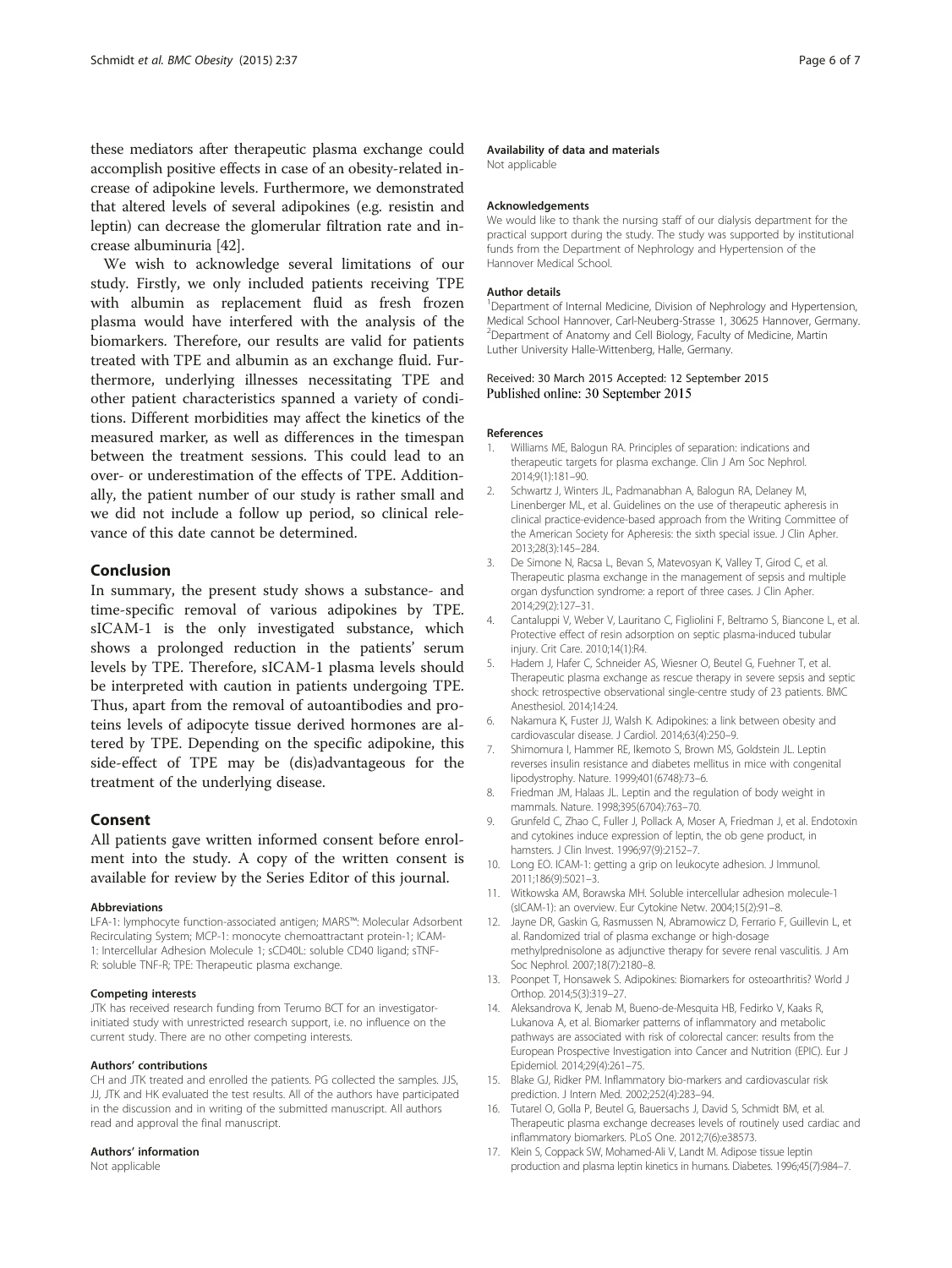these mediators after therapeutic plasma exchange could accomplish positive effects in case of an obesity-related increase of adipokine levels. Furthermore, we demonstrated that altered levels of several adipokines (e.g. resistin and leptin) can decrease the glomerular filtration rate and increase albuminuria [42].

We wish to acknowledge several limitations of our study. Firstly, we only included patients receiving TPE with albumin as replacement fluid as fresh frozen plasma would have interfered with the analysis of the biomarkers. Therefore, our results are valid for patients treated with TPE and albumin as an exchange fluid. Furthermore, underlying illnesses necessitating TPE and other patient characteristics spanned a variety of conditions. Different morbidities may affect the kinetics of the measured marker, as well as differences in the timespan between the treatment sessions. This could lead to an over- or underestimation of the effects of TPE. Additionally, the patient number of our study is rather small and we did not include a follow up period, so clinical relevance of this date cannot be determined.

## Conclusion

In summary, the present study shows a substance- and time-specific removal of various adipokines by TPE. sICAM-1 is the only investigated substance, which shows a prolonged reduction in the patients' serum levels by TPE. Therefore, sICAM-1 plasma levels should be interpreted with caution in patients undergoing TPE. Thus, apart from the removal of autoantibodies and proteins levels of adipocyte tissue derived hormones are altered by TPE. Depending on the specific adipokine, this side-effect of TPE may be (dis)advantageous for the treatment of the underlying disease.

## Consent

All patients gave written informed consent before enrolment into the study. A copy of the written consent is available for review by the Series Editor of this journal.

#### Abbreviations

LFA-1: lymphocyte function-associated antigen; MARS™: Molecular Adsorbent Recirculating System; MCP-1: monocyte chemoattractant protein-1; ICAM-1: Intercellular Adhesion Molecule 1; sCD40L: soluble CD40 ligand; sTNF-R: soluble TNF-R; TPE: Therapeutic plasma exchange.

#### Competing interests

JTK has received research funding from Terumo BCT for an investigator-initiated study with unrestricted research support, i.e. no influence on the current study. There are no other competing interests.

#### Authors' contributions

CH and JTK treated and enrolled the patients. PG collected the samples. JJS, JJ, JTK and HK evaluated the test results. All of the authors have participated in the discussion and in writing of the submitted manuscript. All authors read and approval the final manuscript.

#### Authors' information

Not applicable

#### Availability of data and materials

Not applicable

#### Acknowledgements

We would like to thank the nursing staff of our dialysis department for the practical support during the study. The study was supported by institutional funds from the Department of Nephrology and Hypertension of the Hannover Medical School.

#### Author details

[1]Department of Internal Medicine, Division of Nephrology and Hypertension, Medical School Hannover, Carl-Neuberg-Strasse 1, 30625 Hannover, Germany. [2]Department of Anatomy and Cell Biology, Faculty of Medicine, Martin Luther University Halle-Wittenberg, Halle, Germany.

Received: 30 March 2015 Accepted: 12 September 2015
Published online: 30 September 2015

#### References

1. Williams ME, Balogun RA. Principles of separation: indications and therapeutic targets for plasma exchange. Clin J Am Soc Nephrol. 2014;9(1):181–90.
2. Schwartz J, Winters JL, Padmanabhan A, Balogun RA, Delaney M, Linenberger ML, et al. Guidelines on the use of therapeutic apheresis in clinical practice-evidence-based approach from the Writing Committee of the American Society for Apheresis: the sixth special issue. J Clin Apher. 2013;28(3):145–284.
3. De Simone N, Racsa L, Bevan S, Matevosyan K, Valley T, Girod C, et al. Therapeutic plasma exchange in the management of sepsis and multiple organ dysfunction syndrome: a report of three cases. J Clin Apher. 2014;29(2):127–31.
4. Cantaluppi V, Weber V, Lauritano C, Figliolini F, Beltramo S, Biancone L, et al. Protective effect of resin adsorption on septic plasma-induced tubular injury. Crit Care. 2010;14(1):R4.
5. Hadem J, Hafer C, Schneider AS, Wiesner O, Beutel G, Fuehner T, et al. Therapeutic plasma exchange as rescue therapy in severe sepsis and septic shock: retrospective observational single-centre study of 23 patients. BMC Anesthesiol. 2014;14:24.
6. Nakamura K, Fuster JJ, Walsh K. Adipokines: a link between obesity and cardiovascular disease. J Cardiol. 2014;63(4):250–9.
7. Shimomura I, Hammer RE, Ikemoto S, Brown MS, Goldstein JL. Leptin reverses insulin resistance and diabetes mellitus in mice with congenital lipodystrophy. Nature. 1999;401(6748):73–6.
8. Friedman JM, Halaas JL. Leptin and the regulation of body weight in mammals. Nature. 1998;395(6704):763–70.
9. Grunfeld C, Zhao C, Fuller J, Pollack A, Moser A, Friedman J, et al. Endotoxin and cytokines induce expression of leptin, the ob gene product, in hamsters. J Clin Invest. 1996;97(9):2152–7.
10. Long EO. ICAM-1: getting a grip on leukocyte adhesion. J Immunol. 2011;186(9):5021–3.
11. Witkowska AM, Borawska MH. Soluble intercellular adhesion molecule-1 (sICAM-1): an overview. Eur Cytokine Netw. 2004;15(2):91–8.
12. Jayne DR, Gaskin G, Rasmussen N, Abramowicz D, Ferrario F, Guillevin L, et al. Randomized trial of plasma exchange or high-dosage methylprednisolone as adjunctive therapy for severe renal vasculitis. J Am Soc Nephrol. 2007;18(7):2180–8.
13. Poonpet T, Honsawek S. Adipokines: Biomarkers for osteoarthritis? World J Orthop. 2014;5(3):319–27.
14. Aleksandrova K, Jenab M, Bueno-de-Mesquita HB, Fedirko V, Kaaks R, Lukanova A, et al. Biomarker patterns of inflammatory and metabolic pathways are associated with risk of colorectal cancer: results from the European Prospective Investigation into Cancer and Nutrition (EPIC). Eur J Epidemiol. 2014;29(4):261–75.
15. Blake GJ, Ridker PM. Inflammatory bio-markers and cardiovascular risk prediction. J Intern Med. 2002;252(4):283–94.
16. Tutarel O, Golla P, Beutel G, Bauersachs J, David S, Schmidt BM, et al. Therapeutic plasma exchange decreases levels of routinely used cardiac and inflammatory biomarkers. PLoS One. 2012;7(6):e38573.
17. Klein S, Coppack SW, Mohamed-Ali V, Landt M. Adipose tissue leptin production and plasma leptin kinetics in humans. Diabetes. 1996;45(7):984–7.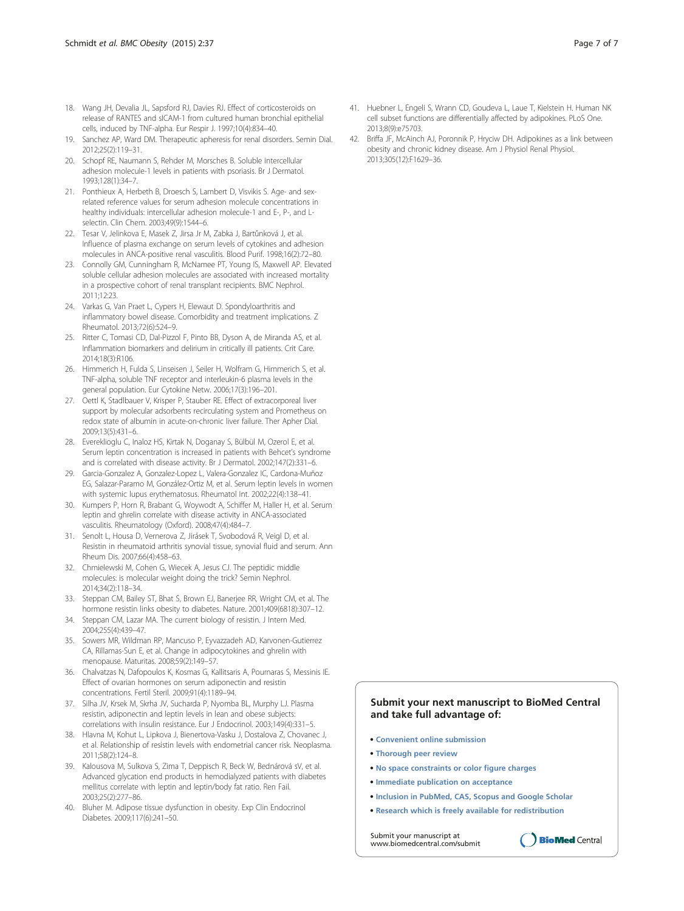18. Wang JH, Devalia JL, Sapsford RJ, Davies RJ. Effect of corticosteroids on release of RANTES and sICAM-1 from cultured human bronchial epithelial cells, induced by TNF-alpha. Eur Respir J. 1997;10(4):834–40.
19. Sanchez AP, Ward DM. Therapeutic apheresis for renal disorders. Semin Dial. 2012;25(2):119–31.
20. Schopf RE, Naumann S, Rehder M, Morsches B. Soluble intercellular adhesion molecule-1 levels in patients with psoriasis. Br J Dermatol. 1993;128(1):34–7.
21. Ponthieux A, Herbeth B, Droesch S, Lambert D, Visvikis S. Age- and sex-related reference values for serum adhesion molecule concentrations in healthy individuals: intercellular adhesion molecule-1 and E-, P-, and L-selectin. Clin Chem. 2003;49(9):1544–6.
22. Tesar V, Jelinkova E, Masek Z, Jirsa Jr M, Zabka J, Bartůnková J, et al. Influence of plasma exchange on serum levels of cytokines and adhesion molecules in ANCA-positive renal vasculitis. Blood Purif. 1998;16(2):72–80.
23. Connolly GM, Cunningham R, McNamee PT, Young IS, Maxwell AP. Elevated soluble cellular adhesion molecules are associated with increased mortality in a prospective cohort of renal transplant recipients. BMC Nephrol. 2011;12:23.
24. Varkas G, Van Praet L, Cypers H, Elewaut D. Spondyloarthritis and inflammatory bowel disease. Comorbidity and treatment implications. Z Rheumatol. 2013;72(6):524–9.
25. Ritter C, Tomasi CD, Dal-Pizzol F, Pinto BB, Dyson A, de Miranda AS, et al. Inflammation biomarkers and delirium in critically ill patients. Crit Care. 2014;18(3):R106.
26. Himmerich H, Fulda S, Linseisen J, Seiler H, Wolfram G, Himmerich S, et al. TNF-alpha, soluble TNF receptor and interleukin-6 plasma levels in the general population. Eur Cytokine Netw. 2006;17(3):196–201.
27. Oettl K, Stadlbauer V, Krisper P, Stauber RE. Effect of extracorporeal liver support by molecular adsorbents recirculating system and Prometheus on redox state of albumin in acute-on-chronic liver failure. Ther Apher Dial. 2009;13(5):431–6.
28. Evereklioglu C, Inaloz HS, Kirtak N, Doganay S, Bülbül M, Ozerol E, et al. Serum leptin concentration is increased in patients with Behcet's syndrome and is correlated with disease activity. Br J Dermatol. 2002;147(2):331–6.
29. Garcia-Gonzalez A, Gonzalez-Lopez L, Valera-Gonzalez IC, Cardona-Muñoz EG, Salazar-Paramo M, González-Ortiz M, et al. Serum leptin levels in women with systemic lupus erythematosus. Rheumatol Int. 2002;22(4):138–41.
30. Kumpers P, Horn R, Brabant G, Woywodt A, Schiffer M, Haller H, et al. Serum leptin and ghrelin correlate with disease activity in ANCA-associated vasculitis. Rheumatology (Oxford). 2008;47(4):484–7.
31. Senolt L, Housa D, Vernerova Z, Jirásek T, Svobodová R, Veigl D, et al. Resistin in rheumatoid arthritis synovial tissue, synovial fluid and serum. Ann Rheum Dis. 2007;66(4):458–63.
32. Chmielewski M, Cohen G, Wiecek A, Jesus CJ. The peptidic middle molecules: is molecular weight doing the trick? Semin Nephrol. 2014;34(2):118–34.
33. Steppan CM, Bailey ST, Bhat S, Brown EJ, Banerjee RR, Wright CM, et al. The hormone resistin links obesity to diabetes. Nature. 2001;409(6818):307–12.
34. Steppan CM, Lazar MA. The current biology of resistin. J Intern Med. 2004;255(4):439–47.
35. Sowers MR, Wildman RP, Mancuso P, Eyvazzadeh AD, Karvonen-Gutierrez CA, Rillamas-Sun E, et al. Change in adipocytokines and ghrelin with menopause. Maturitas. 2008;59(2):149–57.
36. Chalvatzas N, Dafopoulos K, Kosmas G, Kallitsaris A, Pournaras S, Messinis IE. Effect of ovarian hormones on serum adiponectin and resistin concentrations. Fertil Steril. 2009;91(4):1189–94.
37. Silha JV, Krsek M, Skrha JV, Sucharda P, Nyomba BL, Murphy LJ. Plasma resistin, adiponectin and leptin levels in lean and obese subjects: correlations with insulin resistance. Eur J Endocrinol. 2003;149(4):331–5.
38. Hlavna M, Kohut L, Lipkova J, Bienertova-Vasku J, Dostalova Z, Chovanec J, et al. Relationship of resistin levels with endometrial cancer risk. Neoplasma. 2011;58(2):124–8.
39. Kalousova M, Sulkova S, Zima T, Deppisch R, Beck W, Bednárová sV, et al. Advanced glycation end products in hemodialyzed patients with diabetes mellitus correlate with leptin and leptin/body fat ratio. Ren Fail. 2003;25(2):277–86.
40. Bluher M. Adipose tissue dysfunction in obesity. Exp Clin Endocrinol Diabetes. 2009;117(6):241–50.
41. Huebner L, Engeli S, Wrann CD, Goudeva L, Laue T, Kielstein H. Human NK cell subset functions are differentially affected by adipokines. PLoS One. 2013;8(9):e75703.
42. Briffa JF, McAinch AJ, Poronnik P, Hryciw DH. Adipokines as a link between obesity and chronic kidney disease. Am J Physiol Renal Physiol. 2013;305(12):F1629–36.

**Submit your next manuscript to BioMed Central and take full advantage of:**

- **Convenient online submission**
- **Thorough peer review**
- **No space constraints or color figure charges**
- **Immediate publication on acceptance**
- **Inclusion in PubMed, CAS, Scopus and Google Scholar**
- **Research which is freely available for redistribution**

Submit your manuscript at
www.biomedcentral.com/submit

BioMed Central